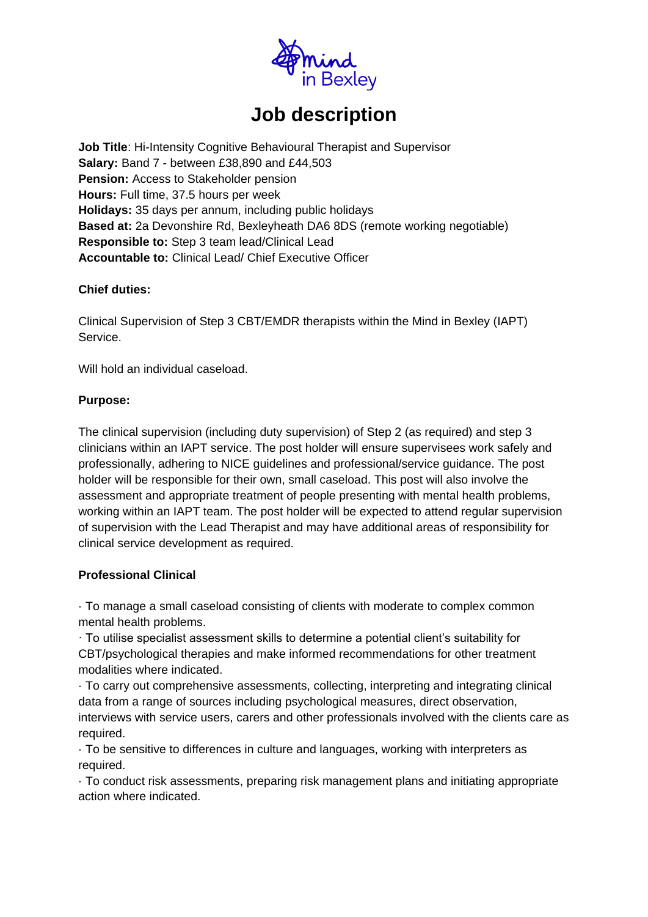# Job description

**Job Title**: Hi-Intensity Cognitive Behavioural Therapist and Supervisor
**Salary:** Band 7 - between £38,890 and £44,503
**Pension:** Access to Stakeholder pension
**Hours:** Full time, 37.5 hours per week
**Holidays:** 35 days per annum, including public holidays
**Based at:** 2a Devonshire Rd, Bexleyheath DA6 8DS (remote working negotiable)
**Responsible to:** Step 3 team lead/Clinical Lead
**Accountable to:** Clinical Lead/ Chief Executive Officer

**Chief duties:**

Clinical Supervision of Step 3 CBT/EMDR therapists within the Mind in Bexley (IAPT) Service.

Will hold an individual caseload.

**Purpose:**

The clinical supervision (including duty supervision) of Step 2 (as required) and step 3 clinicians within an IAPT service. The post holder will ensure supervisees work safely and professionally, adhering to NICE guidelines and professional/service guidance. The post holder will be responsible for their own, small caseload. This post will also involve the assessment and appropriate treatment of people presenting with mental health problems, working within an IAPT team. The post holder will be expected to attend regular supervision of supervision with the Lead Therapist and may have additional areas of responsibility for clinical service development as required.

**Professional Clinical**

- To manage a small caseload consisting of clients with moderate to complex common mental health problems.
- To utilise specialist assessment skills to determine a potential client's suitability for CBT/psychological therapies and make informed recommendations for other treatment modalities where indicated.
- To carry out comprehensive assessments, collecting, interpreting and integrating clinical data from a range of sources including psychological measures, direct observation, interviews with service users, carers and other professionals involved with the clients care as required.
- To be sensitive to differences in culture and languages, working with interpreters as required.
- To conduct risk assessments, preparing risk management plans and initiating appropriate action where indicated.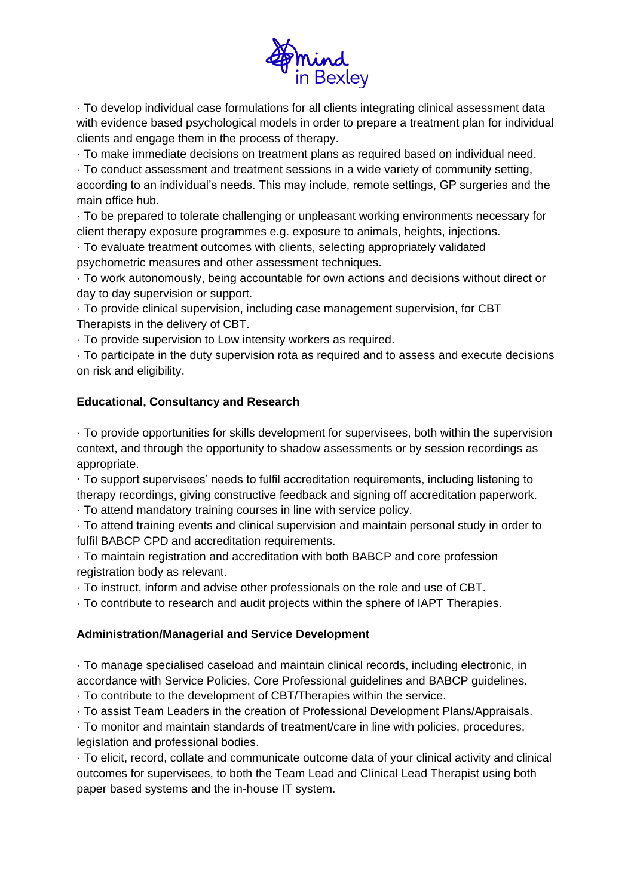· To develop individual case formulations for all clients integrating clinical assessment data with evidence based psychological models in order to prepare a treatment plan for individual clients and engage them in the process of therapy.
· To make immediate decisions on treatment plans as required based on individual need.
· To conduct assessment and treatment sessions in a wide variety of community setting, according to an individual's needs. This may include, remote settings, GP surgeries and the main office hub.
· To be prepared to tolerate challenging or unpleasant working environments necessary for client therapy exposure programmes e.g. exposure to animals, heights, injections.
· To evaluate treatment outcomes with clients, selecting appropriately validated psychometric measures and other assessment techniques.
· To work autonomously, being accountable for own actions and decisions without direct or day to day supervision or support.
· To provide clinical supervision, including case management supervision, for CBT Therapists in the delivery of CBT.
· To provide supervision to Low intensity workers as required.
· To participate in the duty supervision rota as required and to assess and execute decisions on risk and eligibility.

**Educational, Consultancy and Research**

· To provide opportunities for skills development for supervisees, both within the supervision context, and through the opportunity to shadow assessments or by session recordings as appropriate.
· To support supervisees' needs to fulfil accreditation requirements, including listening to therapy recordings, giving constructive feedback and signing off accreditation paperwork.
· To attend mandatory training courses in line with service policy.
· To attend training events and clinical supervision and maintain personal study in order to fulfil BABCP CPD and accreditation requirements.
· To maintain registration and accreditation with both BABCP and core profession registration body as relevant.
· To instruct, inform and advise other professionals on the role and use of CBT.
· To contribute to research and audit projects within the sphere of IAPT Therapies.

**Administration/Managerial and Service Development**

· To manage specialised caseload and maintain clinical records, including electronic, in accordance with Service Policies, Core Professional guidelines and BABCP guidelines.
· To contribute to the development of CBT/Therapies within the service.
· To assist Team Leaders in the creation of Professional Development Plans/Appraisals.
· To monitor and maintain standards of treatment/care in line with policies, procedures, legislation and professional bodies.
· To elicit, record, collate and communicate outcome data of your clinical activity and clinical outcomes for supervisees, to both the Team Lead and Clinical Lead Therapist using both paper based systems and the in-house IT system.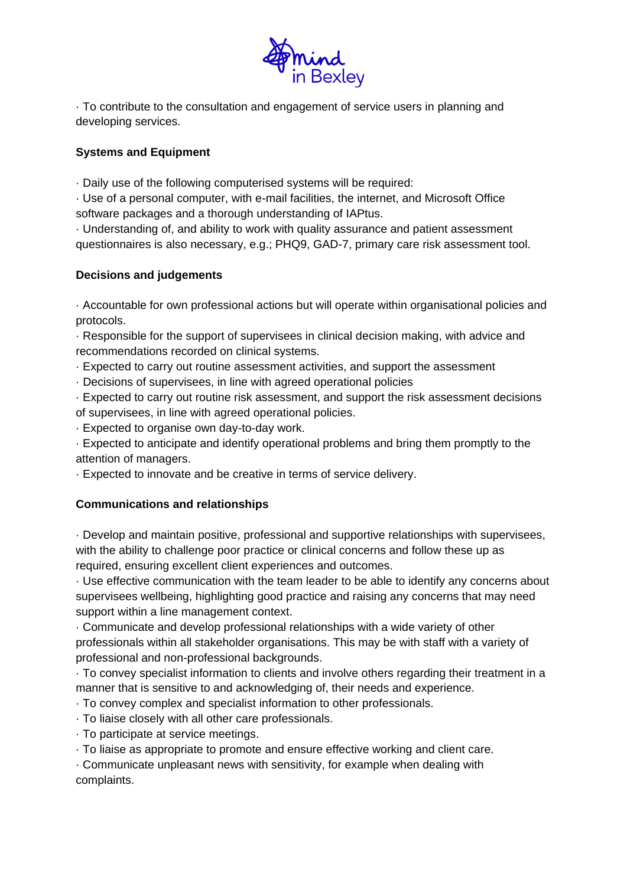· To contribute to the consultation and engagement of service users in planning and developing services.

**Systems and Equipment**

· Daily use of the following computerised systems will be required:

· Use of a personal computer, with e-mail facilities, the internet, and Microsoft Office software packages and a thorough understanding of IAPtus.

· Understanding of, and ability to work with quality assurance and patient assessment questionnaires is also necessary, e.g.; PHQ9, GAD-7, primary care risk assessment tool.

**Decisions and judgements**

· Accountable for own professional actions but will operate within organisational policies and protocols.

· Responsible for the support of supervisees in clinical decision making, with advice and recommendations recorded on clinical systems.

· Expected to carry out routine assessment activities, and support the assessment

· Decisions of supervisees, in line with agreed operational policies

· Expected to carry out routine risk assessment, and support the risk assessment decisions of supervisees, in line with agreed operational policies.

· Expected to organise own day-to-day work.

· Expected to anticipate and identify operational problems and bring them promptly to the attention of managers.

· Expected to innovate and be creative in terms of service delivery.

**Communications and relationships**

· Develop and maintain positive, professional and supportive relationships with supervisees, with the ability to challenge poor practice or clinical concerns and follow these up as required, ensuring excellent client experiences and outcomes.

· Use effective communication with the team leader to be able to identify any concerns about supervisees wellbeing, highlighting good practice and raising any concerns that may need support within a line management context.

· Communicate and develop professional relationships with a wide variety of other professionals within all stakeholder organisations. This may be with staff with a variety of professional and non-professional backgrounds.

· To convey specialist information to clients and involve others regarding their treatment in a manner that is sensitive to and acknowledging of, their needs and experience.

· To convey complex and specialist information to other professionals.

· To liaise closely with all other care professionals.

· To participate at service meetings.

· To liaise as appropriate to promote and ensure effective working and client care.

· Communicate unpleasant news with sensitivity, for example when dealing with complaints.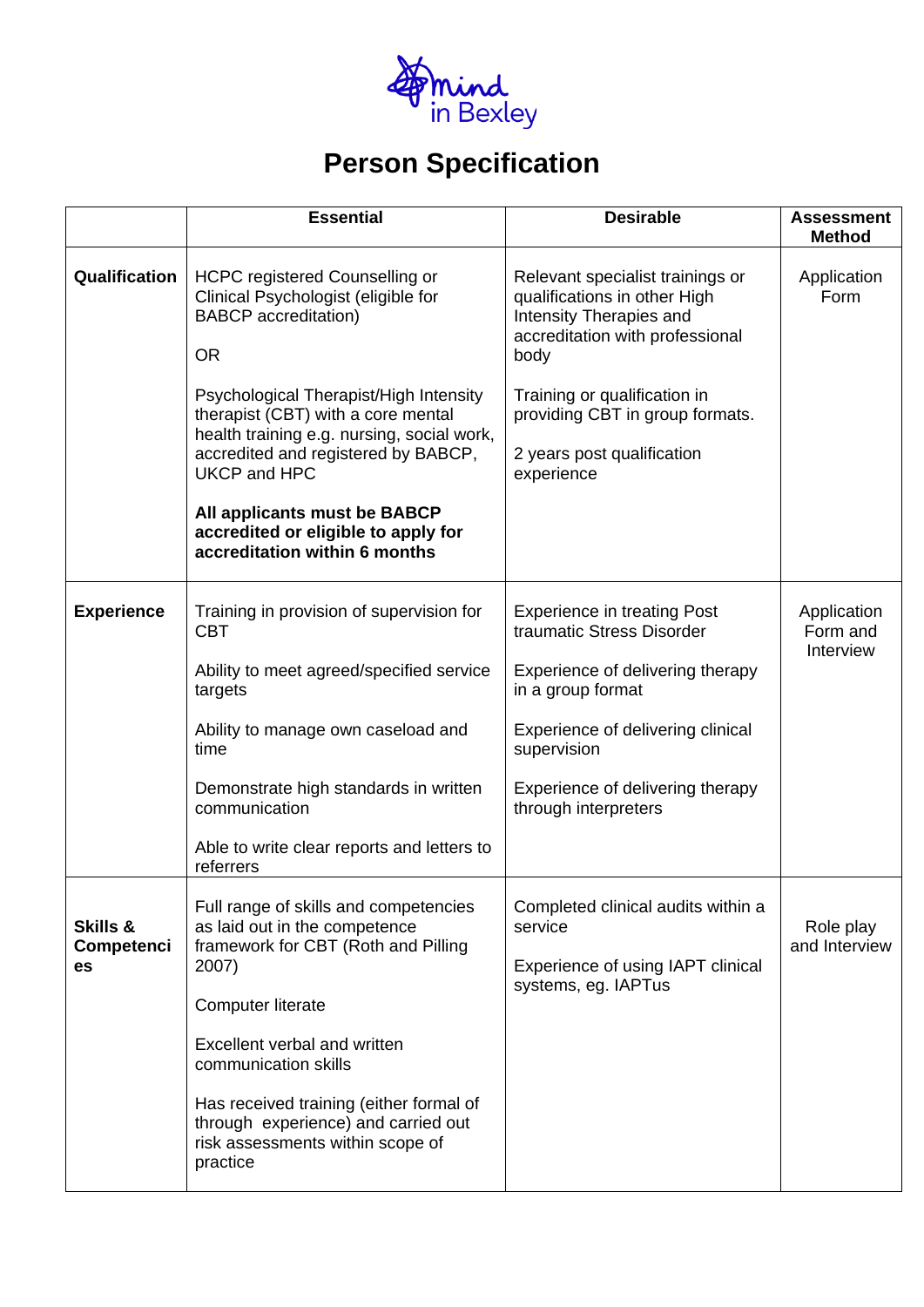# Person Specification

| | Essential | Desirable | Assessment Method |
|---|---|---|---|
| **Qualification** | HCPC registered Counselling or Clinical Psychologist (eligible for BABCP accreditation)<br><br>OR<br><br>Psychological Therapist/High Intensity therapist (CBT) with a core mental health training e.g. nursing, social work, accredited and registered by BABCP, UKCP and HPC<br><br>**All applicants must be BABCP accredited or eligible to apply for accreditation within 6 months** | Relevant specialist trainings or qualifications in other High Intensity Therapies and accreditation with professional body<br><br>Training or qualification in providing CBT in group formats.<br><br>2 years post qualification experience | Application Form |
| **Experience** | Training in provision of supervision for CBT<br><br>Ability to meet agreed/specified service targets<br><br>Ability to manage own caseload and time<br><br>Demonstrate high standards in written communication<br><br>Able to write clear reports and letters to referrers | Experience in treating Post traumatic Stress Disorder<br><br>Experience of delivering therapy in a group format<br><br>Experience of delivering clinical supervision<br><br>Experience of delivering therapy through interpreters | Application Form and Interview |
| **Skills & Competencies** | Full range of skills and competencies as laid out in the competence framework for CBT (Roth and Pilling 2007)<br><br>Computer literate<br><br>Excellent verbal and written communication skills<br><br>Has received training (either formal of through experience) and carried out risk assessments within scope of practice | Completed clinical audits within a service<br><br>Experience of using IAPT clinical systems, eg. IAPTus | Role play and Interview |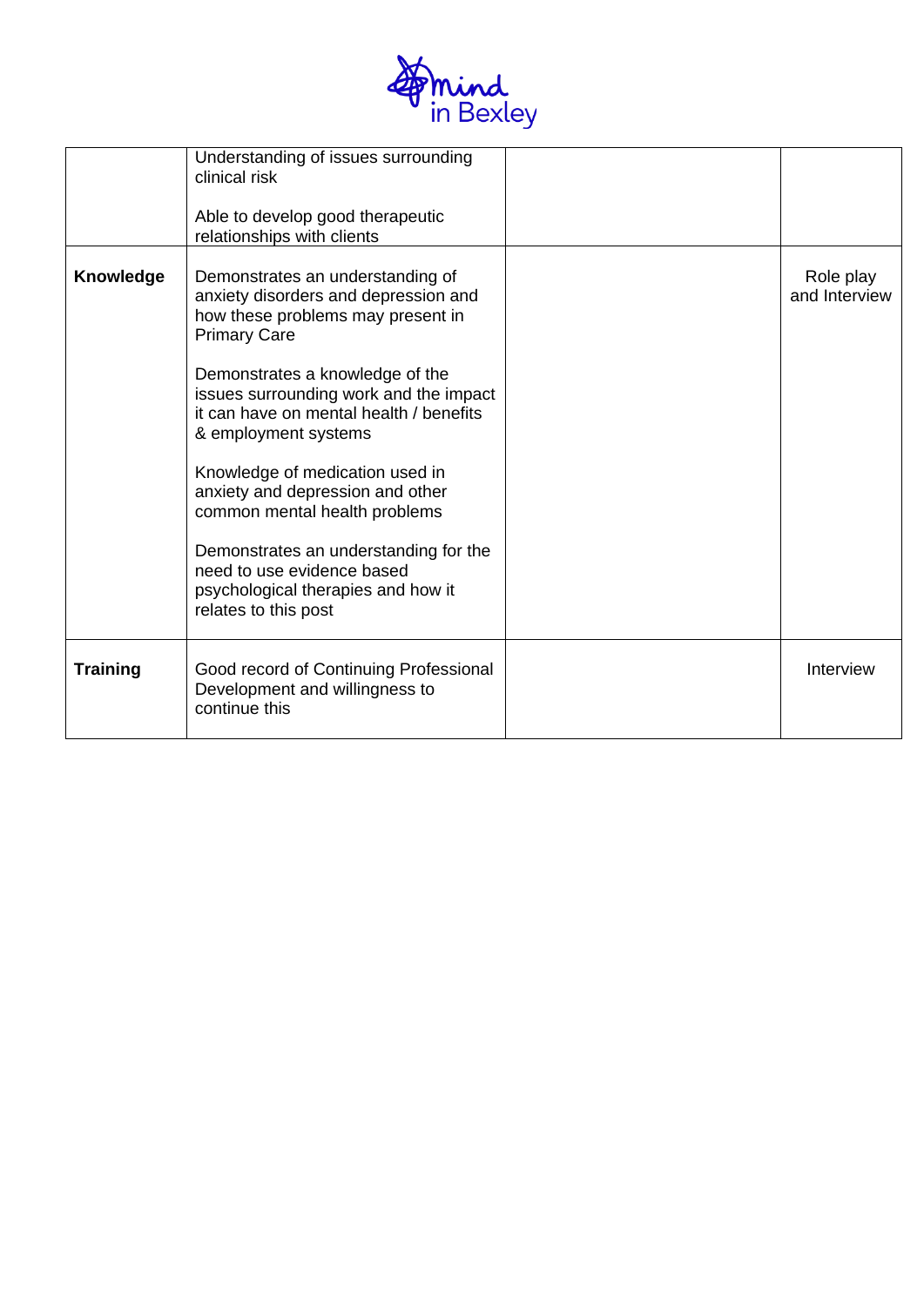| | | | |
|---|---|---|---|
| | Understanding of issues surrounding clinical risk<br><br>Able to develop good therapeutic relationships with clients | | |
| **Knowledge** | Demonstrates an understanding of anxiety disorders and depression and how these problems may present in Primary Care<br><br>Demonstrates a knowledge of the issues surrounding work and the impact it can have on mental health / benefits & employment systems<br><br>Knowledge of medication used in anxiety and depression and other common mental health problems<br><br>Demonstrates an understanding for the need to use evidence based psychological therapies and how it relates to this post | | Role play and Interview |
| **Training** | Good record of Continuing Professional Development and willingness to continue this | | Interview |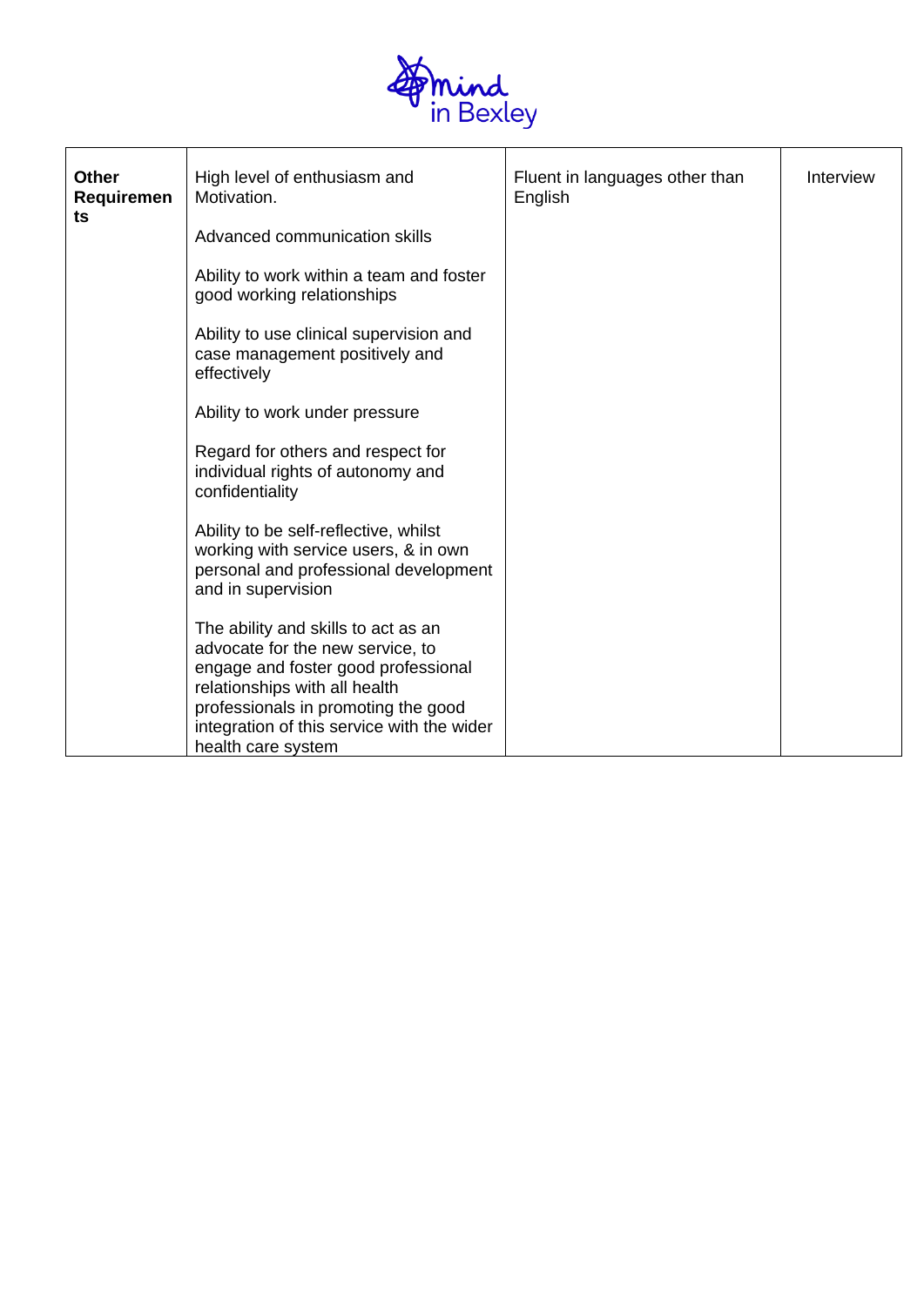| | | | |
|---|---|---|---|
| **Other Requirements** | High level of enthusiasm and Motivation.<br><br>Advanced communication skills<br><br>Ability to work within a team and foster good working relationships<br><br>Ability to use clinical supervision and case management positively and effectively<br><br>Ability to work under pressure<br><br>Regard for others and respect for individual rights of autonomy and confidentiality<br><br>Ability to be self-reflective, whilst working with service users, & in own personal and professional development and in supervision<br><br>The ability and skills to act as an advocate for the new service, to engage and foster good professional relationships with all health professionals in promoting the good integration of this service with the wider health care system | Fluent in languages other than English | Interview |